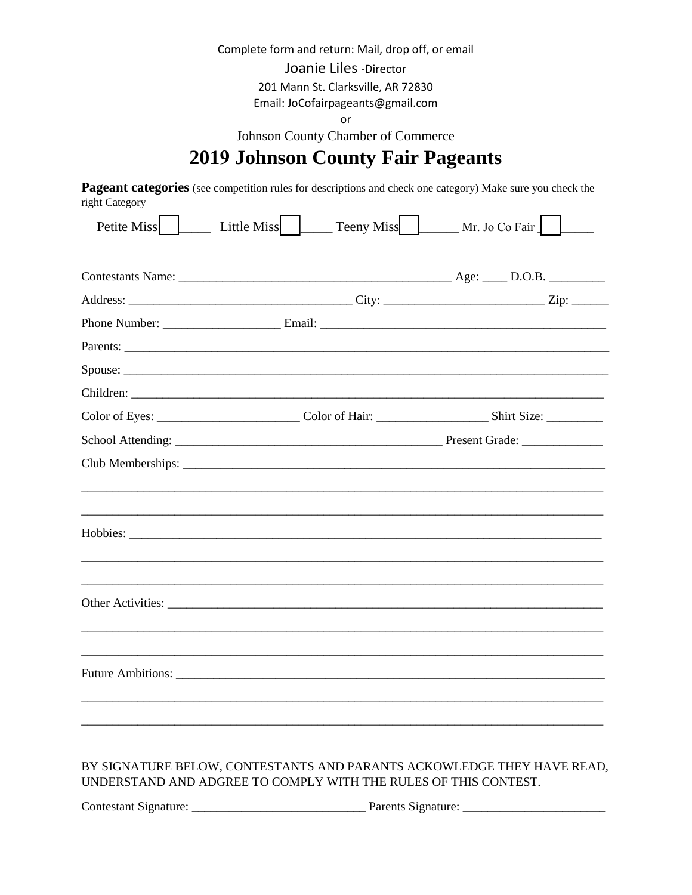Complete form and return: Mail, drop off, or email

Joanie Liles -Director

201 Mann St. Clarksville, AR 72830

Email: JoCofairpageants@gmail.com

or

Johnson County Chamber of Commerce

# 2019 Johnson County Fair Pageants

**Pageant categories** (see competition rules for descriptions and check one category) Make sure you check the right Category

Petite Miss ☐ _____ Little Miss ☐ _____ Teeny Miss ☐ ______ Mr. Jo Co Fair ☐ ______

Contestants Name: ____________________________________________ Age: ____ D.O.B. _________

Address: ___________________________________ City: _________________________ Zip: ______

Phone Number: __________________ Email: ______________________________________________

Parents: ________________________________________________________________________________

Spouse: ________________________________________________________________________________

Children: _______________________________________________________________________________

Color of Eyes: ______________________ Color of Hair: _________________ Shirt Size: _________

School Attending: ___________________________________________ Present Grade: _____________

Club Memberships: _______________________________________________________________________

_______________________________________________________________________________________

_______________________________________________________________________________________

Hobbies: _______________________________________________________________________________

_______________________________________________________________________________________

_______________________________________________________________________________________

Other Activities: __________________________________________________________________________

_______________________________________________________________________________________

_______________________________________________________________________________________

Future Ambitions: _________________________________________________________________________

_______________________________________________________________________________________

_______________________________________________________________________________________

BY SIGNATURE BELOW, CONTESTANTS AND PARANTS ACKOWLEDGE THEY HAVE READ, UNDERSTAND AND ADGREE TO COMPLY WITH THE RULES OF THIS CONTEST.

Contestant Signature: ___________________________ Parents Signature: _______________________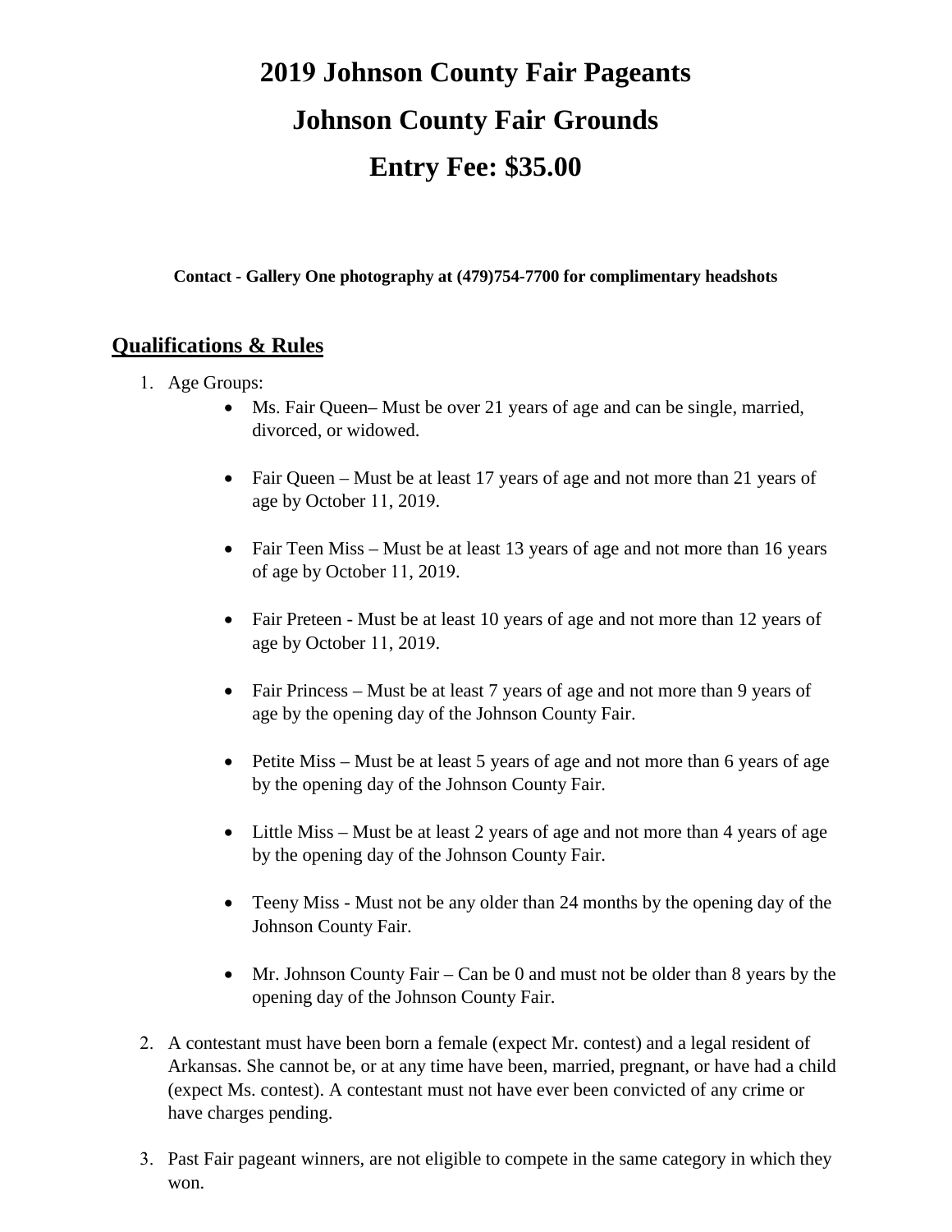# 2019 Johnson County Fair Pageants

# Johnson County Fair Grounds

# Entry Fee: $35.00

**Contact - Gallery One photography at (479)754-7700 for complimentary headshots**

## Qualifications & Rules

1. Age Groups:
   - Ms. Fair Queen– Must be over 21 years of age and can be single, married, divorced, or widowed.
   - Fair Queen – Must be at least 17 years of age and not more than 21 years of age by October 11, 2019.
   - Fair Teen Miss – Must be at least 13 years of age and not more than 16 years of age by October 11, 2019.
   - Fair Preteen - Must be at least 10 years of age and not more than 12 years of age by October 11, 2019.
   - Fair Princess – Must be at least 7 years of age and not more than 9 years of age by the opening day of the Johnson County Fair.
   - Petite Miss – Must be at least 5 years of age and not more than 6 years of age by the opening day of the Johnson County Fair.
   - Little Miss – Must be at least 2 years of age and not more than 4 years of age by the opening day of the Johnson County Fair.
   - Teeny Miss - Must not be any older than 24 months by the opening day of the Johnson County Fair.
   - Mr. Johnson County Fair – Can be 0 and must not be older than 8 years by the opening day of the Johnson County Fair.
2. A contestant must have been born a female (expect Mr. contest) and a legal resident of Arkansas. She cannot be, or at any time have been, married, pregnant, or have had a child (expect Ms. contest). A contestant must not have ever been convicted of any crime or have charges pending.
3. Past Fair pageant winners, are not eligible to compete in the same category in which they won.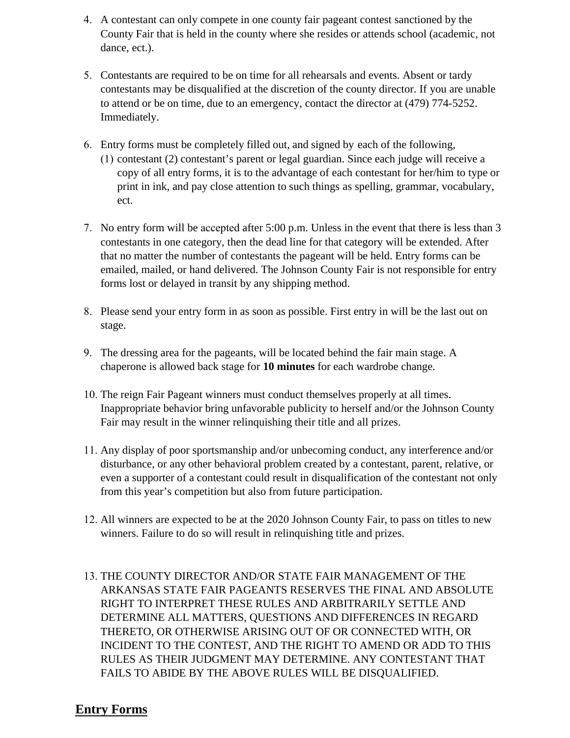4. A contestant can only compete in one county fair pageant contest sanctioned by the County Fair that is held in the county where she resides or attends school (academic, not dance, ect.).

5. Contestants are required to be on time for all rehearsals and events. Absent or tardy contestants may be disqualified at the discretion of the county director. If you are unable to attend or be on time, due to an emergency, contact the director at (479) 774-5252. Immediately.

6. Entry forms must be completely filled out, and signed by each of the following,
   (1) contestant (2) contestant's parent or legal guardian. Since each judge will receive a copy of all entry forms, it is to the advantage of each contestant for her/him to type or print in ink, and pay close attention to such things as spelling, grammar, vocabulary, ect.

7. No entry form will be accepted after 5:00 p.m. Unless in the event that there is less than 3 contestants in one category, then the dead line for that category will be extended. After that no matter the number of contestants the pageant will be held. Entry forms can be emailed, mailed, or hand delivered. The Johnson County Fair is not responsible for entry forms lost or delayed in transit by any shipping method.

8. Please send your entry form in as soon as possible. First entry in will be the last out on stage.

9. The dressing area for the pageants, will be located behind the fair main stage. A chaperone is allowed back stage for **10 minutes** for each wardrobe change.

10. The reign Fair Pageant winners must conduct themselves properly at all times. Inappropriate behavior bring unfavorable publicity to herself and/or the Johnson County Fair may result in the winner relinquishing their title and all prizes.

11. Any display of poor sportsmanship and/or unbecoming conduct, any interference and/or disturbance, or any other behavioral problem created by a contestant, parent, relative, or even a supporter of a contestant could result in disqualification of the contestant not only from this year's competition but also from future participation.

12. All winners are expected to be at the 2020 Johnson County Fair, to pass on titles to new winners. Failure to do so will result in relinquishing title and prizes.

13. THE COUNTY DIRECTOR AND/OR STATE FAIR MANAGEMENT OF THE ARKANSAS STATE FAIR PAGEANTS RESERVES THE FINAL AND ABSOLUTE RIGHT TO INTERPRET THESE RULES AND ARBITRARILY SETTLE AND DETERMINE ALL MATTERS, QUESTIONS AND DIFFERENCES IN REGARD THERETO, OR OTHERWISE ARISING OUT OF OR CONNECTED WITH, OR INCIDENT TO THE CONTEST, AND THE RIGHT TO AMEND OR ADD TO THIS RULES AS THEIR JUDGMENT MAY DETERMINE. ANY CONTESTANT THAT FAILS TO ABIDE BY THE ABOVE RULES WILL BE DISQUALIFIED.

## Entry Forms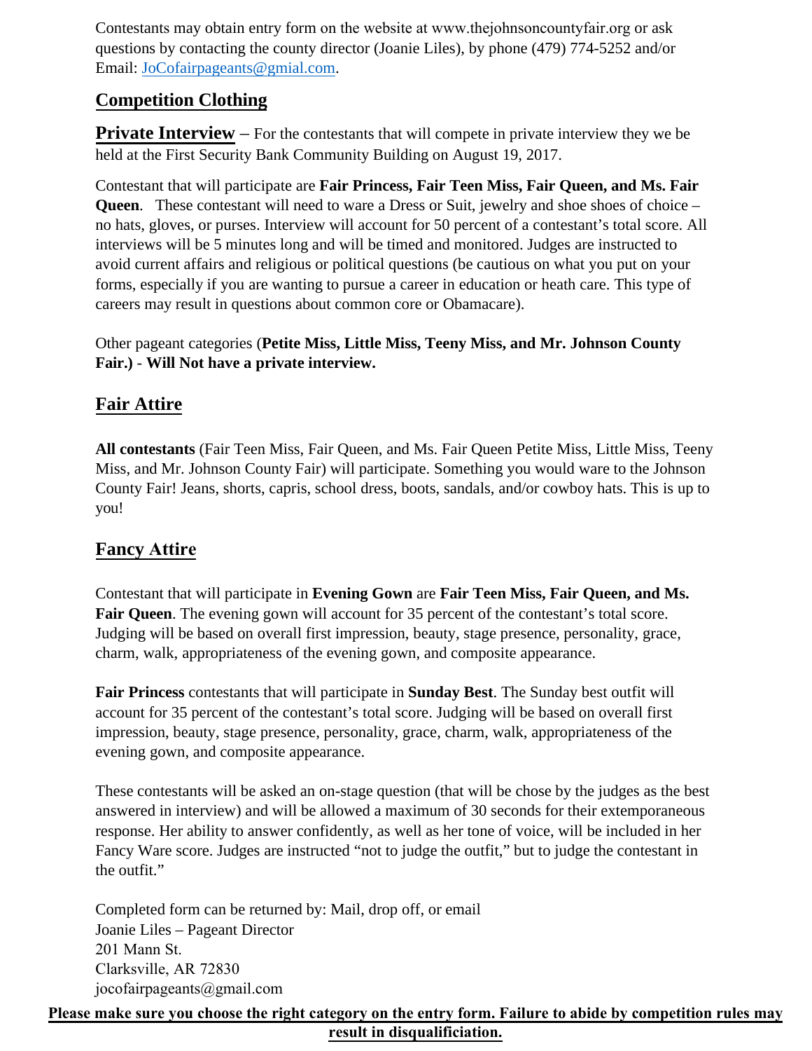Contestants may obtain entry form on the website at www.thejohnsoncountyfair.org or ask questions by contacting the county director (Joanie Liles), by phone (479) 774-5252 and/or Email: JoCofairpageants@gmial.com.

## Competition Clothing

**Private Interview** – For the contestants that will compete in private interview they we be held at the First Security Bank Community Building on August 19, 2017.

Contestant that will participate are **Fair Princess, Fair Teen Miss, Fair Queen, and Ms. Fair Queen**. These contestant will need to ware a Dress or Suit, jewelry and shoe shoes of choice – no hats, gloves, or purses. Interview will account for 50 percent of a contestant's total score. All interviews will be 5 minutes long and will be timed and monitored. Judges are instructed to avoid current affairs and religious or political questions (be cautious on what you put on your forms, especially if you are wanting to pursue a career in education or heath care. This type of careers may result in questions about common core or Obamacare).

Other pageant categories (**Petite Miss, Little Miss, Teeny Miss, and Mr. Johnson County Fair.)** - **Will Not have a private interview.**

## Fair Attire

**All contestants** (Fair Teen Miss, Fair Queen, and Ms. Fair Queen Petite Miss, Little Miss, Teeny Miss, and Mr. Johnson County Fair) will participate. Something you would ware to the Johnson County Fair! Jeans, shorts, capris, school dress, boots, sandals, and/or cowboy hats. This is up to you!

## Fancy Attire

Contestant that will participate in **Evening Gown** are **Fair Teen Miss, Fair Queen, and Ms. Fair Queen**. The evening gown will account for 35 percent of the contestant's total score. Judging will be based on overall first impression, beauty, stage presence, personality, grace, charm, walk, appropriateness of the evening gown, and composite appearance.

**Fair Princess** contestants that will participate in **Sunday Best**. The Sunday best outfit will account for 35 percent of the contestant's total score. Judging will be based on overall first impression, beauty, stage presence, personality, grace, charm, walk, appropriateness of the evening gown, and composite appearance.

These contestants will be asked an on-stage question (that will be chose by the judges as the best answered in interview) and will be allowed a maximum of 30 seconds for their extemporaneous response. Her ability to answer confidently, as well as her tone of voice, will be included in her Fancy Ware score. Judges are instructed "not to judge the outfit," but to judge the contestant in the outfit."

Completed form can be returned by: Mail, drop off, or email
Joanie Liles – Pageant Director
201 Mann St.
Clarksville, AR 72830
jocofairpageants@gmail.com

**Please make sure you choose the right category on the entry form. Failure to abide by competition rules may result in disqualificiation.**